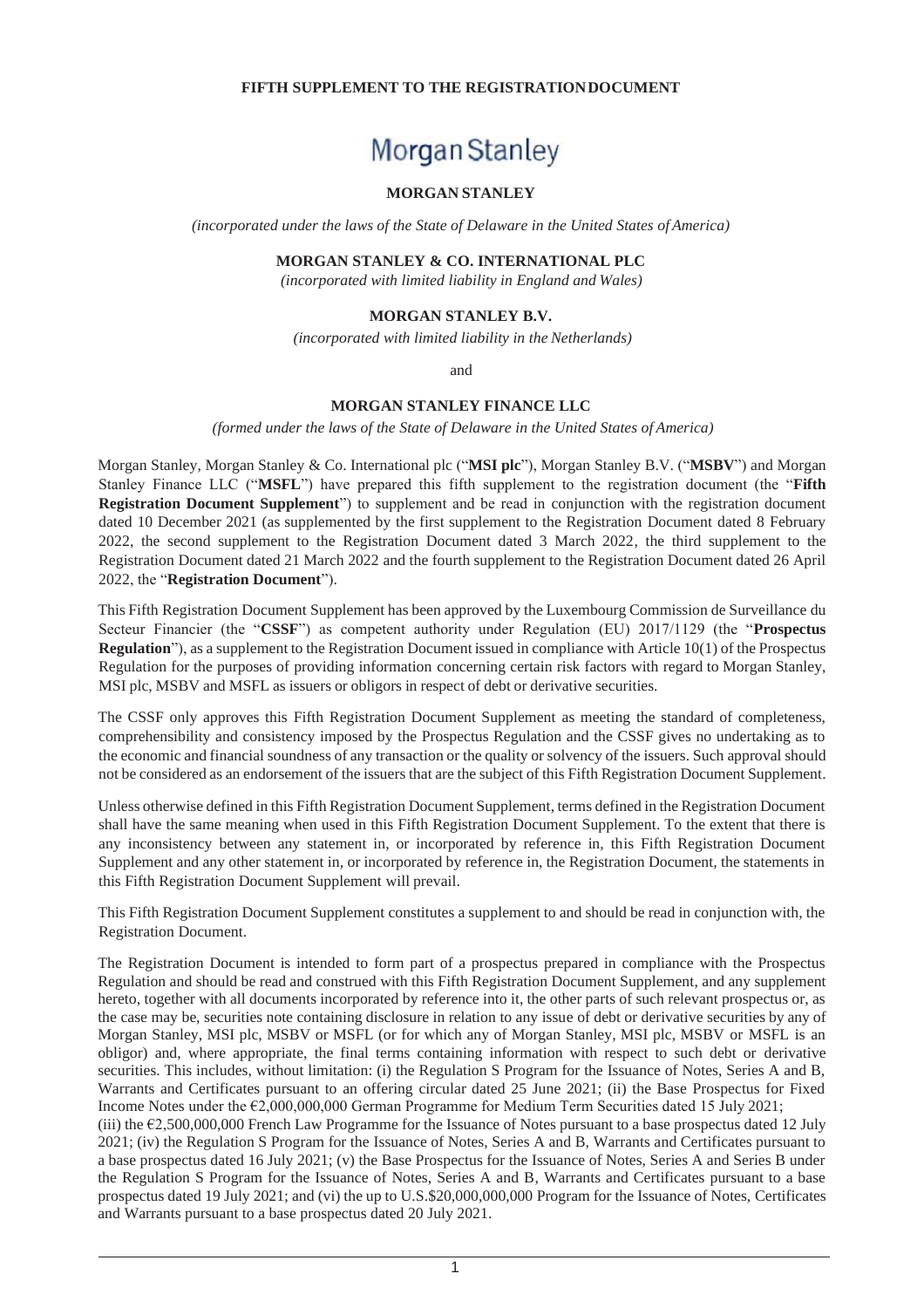**FIFTH SUPPLEMENT TO THE REGISTRATION DOCUMENT**

# Morgan Stanley

**MORGAN STANLEY**

*(incorporated under the laws of the State of Delaware in the United States of America)*

**MORGAN STANLEY & CO. INTERNATIONAL PLC**

*(incorporated with limited liability in England and Wales)*

**MORGAN STANLEY B.V.**

*(incorporated with limited liability in the Netherlands)*

and

**MORGAN STANLEY FINANCE LLC**

*(formed under the laws of the State of Delaware in the United States of America)*

Morgan Stanley, Morgan Stanley & Co. International plc ("**MSI plc**"), Morgan Stanley B.V. ("**MSBV**") and Morgan Stanley Finance LLC ("**MSFL**") have prepared this fifth supplement to the registration document (the "**Fifth Registration Document Supplement**") to supplement and be read in conjunction with the registration document dated 10 December 2021 (as supplemented by the first supplement to the Registration Document dated 8 February 2022, the second supplement to the Registration Document dated 3 March 2022, the third supplement to the Registration Document dated 21 March 2022 and the fourth supplement to the Registration Document dated 26 April 2022, the "**Registration Document**").

This Fifth Registration Document Supplement has been approved by the Luxembourg Commission de Surveillance du Secteur Financier (the "**CSSF**") as competent authority under Regulation (EU) 2017/1129 (the "**Prospectus Regulation**"), as a supplement to the Registration Document issued in compliance with Article 10(1) of the Prospectus Regulation for the purposes of providing information concerning certain risk factors with regard to Morgan Stanley, MSI plc, MSBV and MSFL as issuers or obligors in respect of debt or derivative securities.

The CSSF only approves this Fifth Registration Document Supplement as meeting the standard of completeness, comprehensibility and consistency imposed by the Prospectus Regulation and the CSSF gives no undertaking as to the economic and financial soundness of any transaction or the quality or solvency of the issuers. Such approval should not be considered as an endorsement of the issuers that are the subject of this Fifth Registration Document Supplement.

Unless otherwise defined in this Fifth Registration Document Supplement, terms defined in the Registration Document shall have the same meaning when used in this Fifth Registration Document Supplement. To the extent that there is any inconsistency between any statement in, or incorporated by reference in, this Fifth Registration Document Supplement and any other statement in, or incorporated by reference in, the Registration Document, the statements in this Fifth Registration Document Supplement will prevail.

This Fifth Registration Document Supplement constitutes a supplement to and should be read in conjunction with, the Registration Document.

The Registration Document is intended to form part of a prospectus prepared in compliance with the Prospectus Regulation and should be read and construed with this Fifth Registration Document Supplement, and any supplement hereto, together with all documents incorporated by reference into it, the other parts of such relevant prospectus or, as the case may be, securities note containing disclosure in relation to any issue of debt or derivative securities by any of Morgan Stanley, MSI plc, MSBV or MSFL (or for which any of Morgan Stanley, MSI plc, MSBV or MSFL is an obligor) and, where appropriate, the final terms containing information with respect to such debt or derivative securities. This includes, without limitation: (i) the Regulation S Program for the Issuance of Notes, Series A and B, Warrants and Certificates pursuant to an offering circular dated 25 June 2021; (ii) the Base Prospectus for Fixed Income Notes under the €2,000,000,000 German Programme for Medium Term Securities dated 15 July 2021; (iii) the €2,500,000,000 French Law Programme for the Issuance of Notes pursuant to a base prospectus dated 12 July 2021; (iv) the Regulation S Program for the Issuance of Notes, Series A and B, Warrants and Certificates pursuant to a base prospectus dated 16 July 2021; (v) the Base Prospectus for the Issuance of Notes, Series A and Series B under the Regulation S Program for the Issuance of Notes, Series A and B, Warrants and Certificates pursuant to a base prospectus dated 19 July 2021; and (vi) the up to U.S.$20,000,000,000 Program for the Issuance of Notes, Certificates and Warrants pursuant to a base prospectus dated 20 July 2021.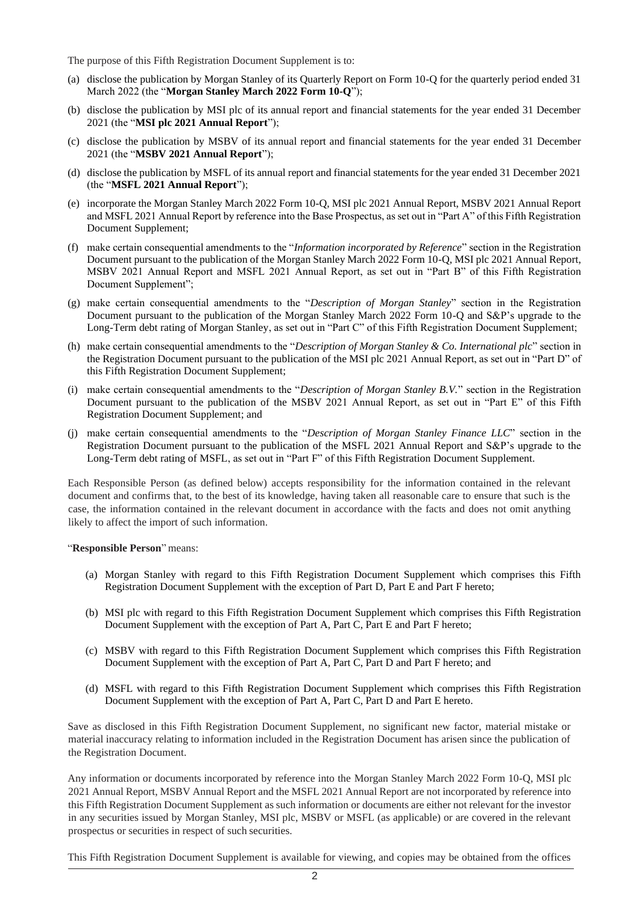The purpose of this Fifth Registration Document Supplement is to:

(a) disclose the publication by Morgan Stanley of its Quarterly Report on Form 10-Q for the quarterly period ended 31 March 2022 (the "**Morgan Stanley March 2022 Form 10-Q**");

(b) disclose the publication by MSI plc of its annual report and financial statements for the year ended 31 December 2021 (the "**MSI plc 2021 Annual Report**");

(c) disclose the publication by MSBV of its annual report and financial statements for the year ended 31 December 2021 (the "**MSBV 2021 Annual Report**");

(d) disclose the publication by MSFL of its annual report and financial statements for the year ended 31 December 2021 (the "**MSFL 2021 Annual Report**");

(e) incorporate the Morgan Stanley March 2022 Form 10-Q, MSI plc 2021 Annual Report, MSBV 2021 Annual Report and MSFL 2021 Annual Report by reference into the Base Prospectus, as set out in "Part A" of this Fifth Registration Document Supplement;

(f) make certain consequential amendments to the "*Information incorporated by Reference*" section in the Registration Document pursuant to the publication of the Morgan Stanley March 2022 Form 10-Q, MSI plc 2021 Annual Report, MSBV 2021 Annual Report and MSFL 2021 Annual Report, as set out in "Part B" of this Fifth Registration Document Supplement";

(g) make certain consequential amendments to the "*Description of Morgan Stanley*" section in the Registration Document pursuant to the publication of the Morgan Stanley March 2022 Form 10-Q and S&P's upgrade to the Long-Term debt rating of Morgan Stanley, as set out in "Part C" of this Fifth Registration Document Supplement;

(h) make certain consequential amendments to the "*Description of Morgan Stanley & Co. International plc*" section in the Registration Document pursuant to the publication of the MSI plc 2021 Annual Report, as set out in "Part D" of this Fifth Registration Document Supplement;

(i) make certain consequential amendments to the "*Description of Morgan Stanley B.V.*" section in the Registration Document pursuant to the publication of the MSBV 2021 Annual Report, as set out in "Part E" of this Fifth Registration Document Supplement; and

(j) make certain consequential amendments to the "*Description of Morgan Stanley Finance LLC*" section in the Registration Document pursuant to the publication of the MSFL 2021 Annual Report and S&P's upgrade to the Long-Term debt rating of MSFL, as set out in "Part F" of this Fifth Registration Document Supplement.

Each Responsible Person (as defined below) accepts responsibility for the information contained in the relevant document and confirms that, to the best of its knowledge, having taken all reasonable care to ensure that such is the case, the information contained in the relevant document in accordance with the facts and does not omit anything likely to affect the import of such information.

"**Responsible Person**" means:

(a) Morgan Stanley with regard to this Fifth Registration Document Supplement which comprises this Fifth Registration Document Supplement with the exception of Part D, Part E and Part F hereto;

(b) MSI plc with regard to this Fifth Registration Document Supplement which comprises this Fifth Registration Document Supplement with the exception of Part A, Part C, Part E and Part F hereto;

(c) MSBV with regard to this Fifth Registration Document Supplement which comprises this Fifth Registration Document Supplement with the exception of Part A, Part C, Part D and Part F hereto; and

(d) MSFL with regard to this Fifth Registration Document Supplement which comprises this Fifth Registration Document Supplement with the exception of Part A, Part C, Part D and Part E hereto.

Save as disclosed in this Fifth Registration Document Supplement, no significant new factor, material mistake or material inaccuracy relating to information included in the Registration Document has arisen since the publication of the Registration Document.

Any information or documents incorporated by reference into the Morgan Stanley March 2022 Form 10-Q, MSI plc 2021 Annual Report, MSBV Annual Report and the MSFL 2021 Annual Report are not incorporated by reference into this Fifth Registration Document Supplement as such information or documents are either not relevant for the investor in any securities issued by Morgan Stanley, MSI plc, MSBV or MSFL (as applicable) or are covered in the relevant prospectus or securities in respect of such securities.

This Fifth Registration Document Supplement is available for viewing, and copies may be obtained from the offices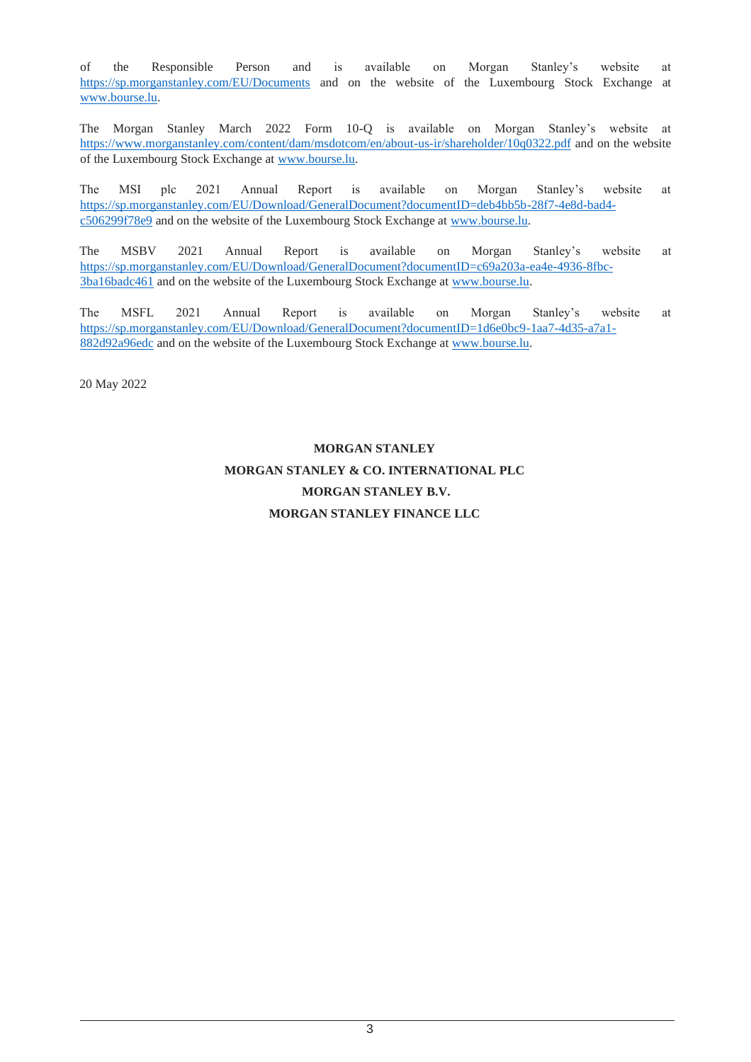of the Responsible Person and is available on Morgan Stanley's website at https://sp.morganstanley.com/EU/Documents and on the website of the Luxembourg Stock Exchange at www.bourse.lu.

The Morgan Stanley March 2022 Form 10-Q is available on Morgan Stanley's website at https://www.morganstanley.com/content/dam/msdotcom/en/about-us-ir/shareholder/10q0322.pdf and on the website of the Luxembourg Stock Exchange at www.bourse.lu.

The MSI plc 2021 Annual Report is available on Morgan Stanley's website at https://sp.morganstanley.com/EU/Download/GeneralDocument?documentID=deb4bb5b-28f7-4e8d-bad4-c506299f78e9 and on the website of the Luxembourg Stock Exchange at www.bourse.lu.

The MSBV 2021 Annual Report is available on Morgan Stanley's website at https://sp.morganstanley.com/EU/Download/GeneralDocument?documentID=c69a203a-ea4e-4936-8fbc-3ba16badc461 and on the website of the Luxembourg Stock Exchange at www.bourse.lu.

The MSFL 2021 Annual Report is available on Morgan Stanley's website at https://sp.morganstanley.com/EU/Download/GeneralDocument?documentID=1d6e0bc9-1aa7-4d35-a7a1-882d92a96edc and on the website of the Luxembourg Stock Exchange at www.bourse.lu.

20 May 2022

**MORGAN STANLEY**

**MORGAN STANLEY & CO. INTERNATIONAL PLC**

**MORGAN STANLEY B.V.**

**MORGAN STANLEY FINANCE LLC**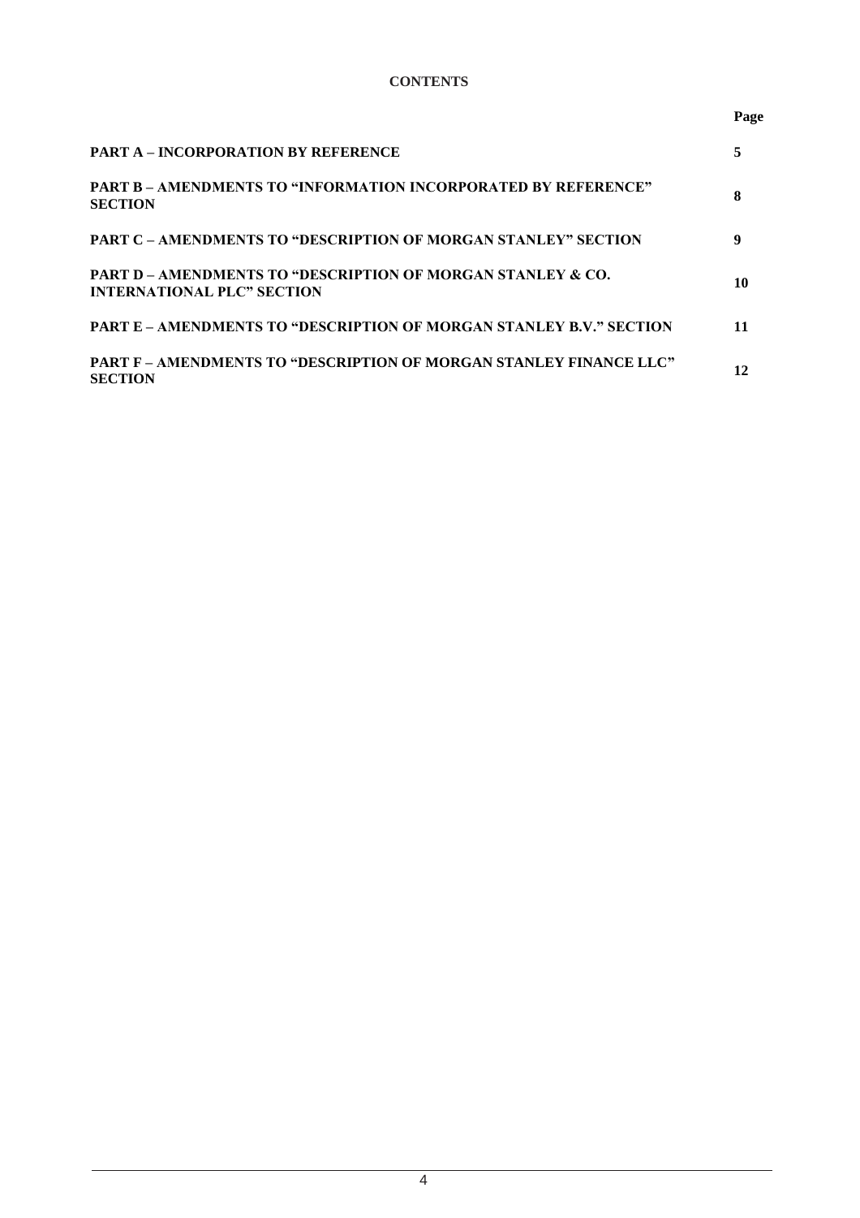**CONTENTS**

| | Page |
|---|---|
| **PART A – INCORPORATION BY REFERENCE** | **5** |
| **PART B – AMENDMENTS TO "INFORMATION INCORPORATED BY REFERENCE" SECTION** | **8** |
| **PART C – AMENDMENTS TO "DESCRIPTION OF MORGAN STANLEY" SECTION** | **9** |
| **PART D – AMENDMENTS TO "DESCRIPTION OF MORGAN STANLEY & CO. INTERNATIONAL PLC" SECTION** | **10** |
| **PART E – AMENDMENTS TO "DESCRIPTION OF MORGAN STANLEY B.V." SECTION** | **11** |
| **PART F – AMENDMENTS TO "DESCRIPTION OF MORGAN STANLEY FINANCE LLC" SECTION** | **12** |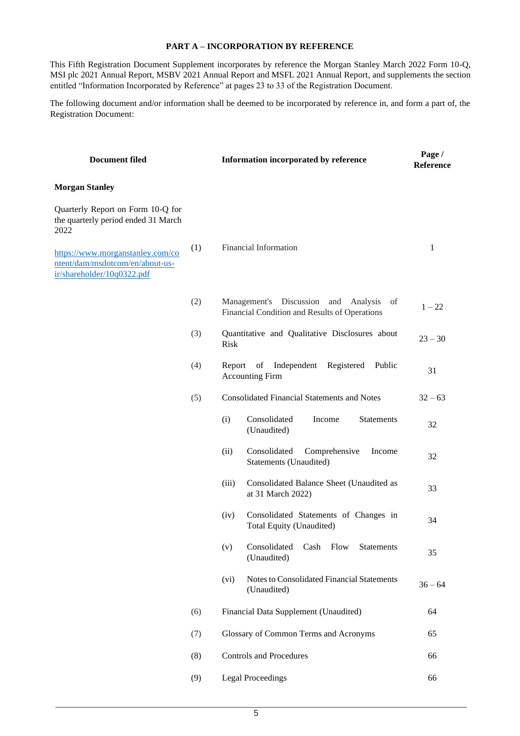**PART A – INCORPORATION BY REFERENCE**

This Fifth Registration Document Supplement incorporates by reference the Morgan Stanley March 2022 Form 10-Q, MSI plc 2021 Annual Report, MSBV 2021 Annual Report and MSFL 2021 Annual Report, and supplements the section entitled "Information Incorporated by Reference" at pages 23 to 33 of the Registration Document.

The following document and/or information shall be deemed to be incorporated by reference in, and form a part of, the Registration Document:

| Document filed | | Information incorporated by reference | Page / Reference |
|---|---|---|---|
| **Morgan Stanley** | | | |
| Quarterly Report on Form 10-Q for the quarterly period ended 31 March 2022 | | | |
| https://www.morganstanley.com/content/dam/msdotcom/en/about-us-ir/shareholder/10q0322.pdf | (1) | Financial Information | 1 |
| | (2) | Management's Discussion and Analysis of Financial Condition and Results of Operations | 1 – 22 |
| | (3) | Quantitative and Qualitative Disclosures about Risk | 23 – 30 |
| | (4) | Report of Independent Registered Public Accounting Firm | 31 |
| | (5) | Consolidated Financial Statements and Notes | 32 – 63 |
| | | (i) Consolidated Income Statements (Unaudited) | 32 |
| | | (ii) Consolidated Comprehensive Income Statements (Unaudited) | 32 |
| | | (iii) Consolidated Balance Sheet (Unaudited as at 31 March 2022) | 33 |
| | | (iv) Consolidated Statements of Changes in Total Equity (Unaudited) | 34 |
| | | (v) Consolidated Cash Flow Statements (Unaudited) | 35 |
| | | (vi) Notes to Consolidated Financial Statements (Unaudited) | 36 – 64 |
| | (6) | Financial Data Supplement (Unaudited) | 64 |
| | (7) | Glossary of Common Terms and Acronyms | 65 |
| | (8) | Controls and Procedures | 66 |
| | (9) | Legal Proceedings | 66 |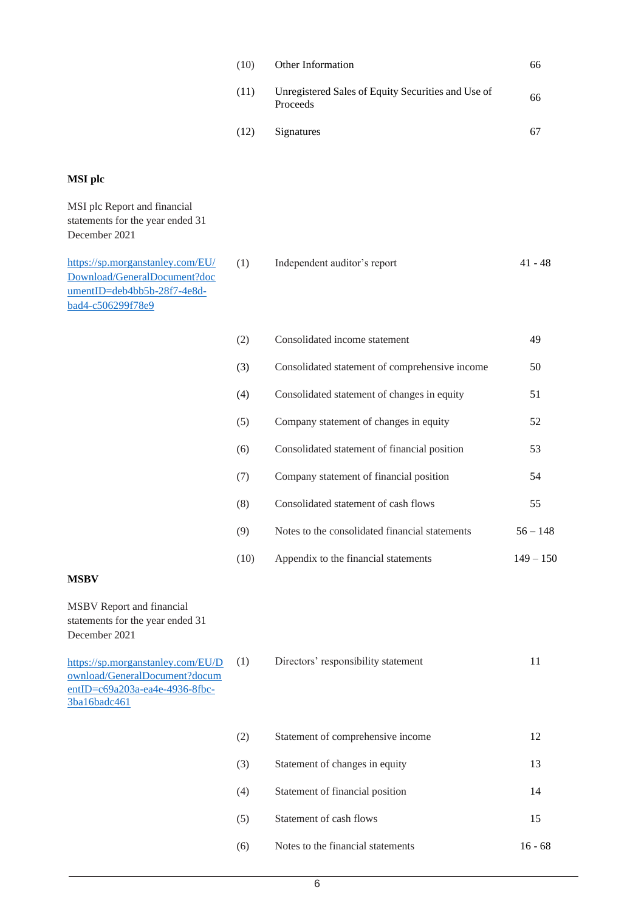| | | | |
|---|---|---|---|
| | (10) | Other Information | 66 |
| | (11) | Unregistered Sales of Equity Securities and Use of Proceeds | 66 |
| | (12) | Signatures | 67 |
| **MSI plc** | | | |
| MSI plc Report and financial statements for the year ended 31 December 2021 | | | |
| https://sp.morganstanley.com/EU/Download/GeneralDocument?documentID=deb4bb5b-28f7-4e8d-bad4-c506299f78e9 | (1) | Independent auditor's report | 41 - 48 |
| | (2) | Consolidated income statement | 49 |
| | (3) | Consolidated statement of comprehensive income | 50 |
| | (4) | Consolidated statement of changes in equity | 51 |
| | (5) | Company statement of changes in equity | 52 |
| | (6) | Consolidated statement of financial position | 53 |
| | (7) | Company statement of financial position | 54 |
| | (8) | Consolidated statement of cash flows | 55 |
| | (9) | Notes to the consolidated financial statements | 56 – 148 |
| | (10) | Appendix to the financial statements | 149 – 150 |
| **MSBV** | | | |
| MSBV Report and financial statements for the year ended 31 December 2021 | | | |
| https://sp.morganstanley.com/EU/Download/GeneralDocument?documentID=c69a203a-ea4e-4936-8fbc-3ba16badc461 | (1) | Directors' responsibility statement | 11 |
| | (2) | Statement of comprehensive income | 12 |
| | (3) | Statement of changes in equity | 13 |
| | (4) | Statement of financial position | 14 |
| | (5) | Statement of cash flows | 15 |
| | (6) | Notes to the financial statements | 16 - 68 |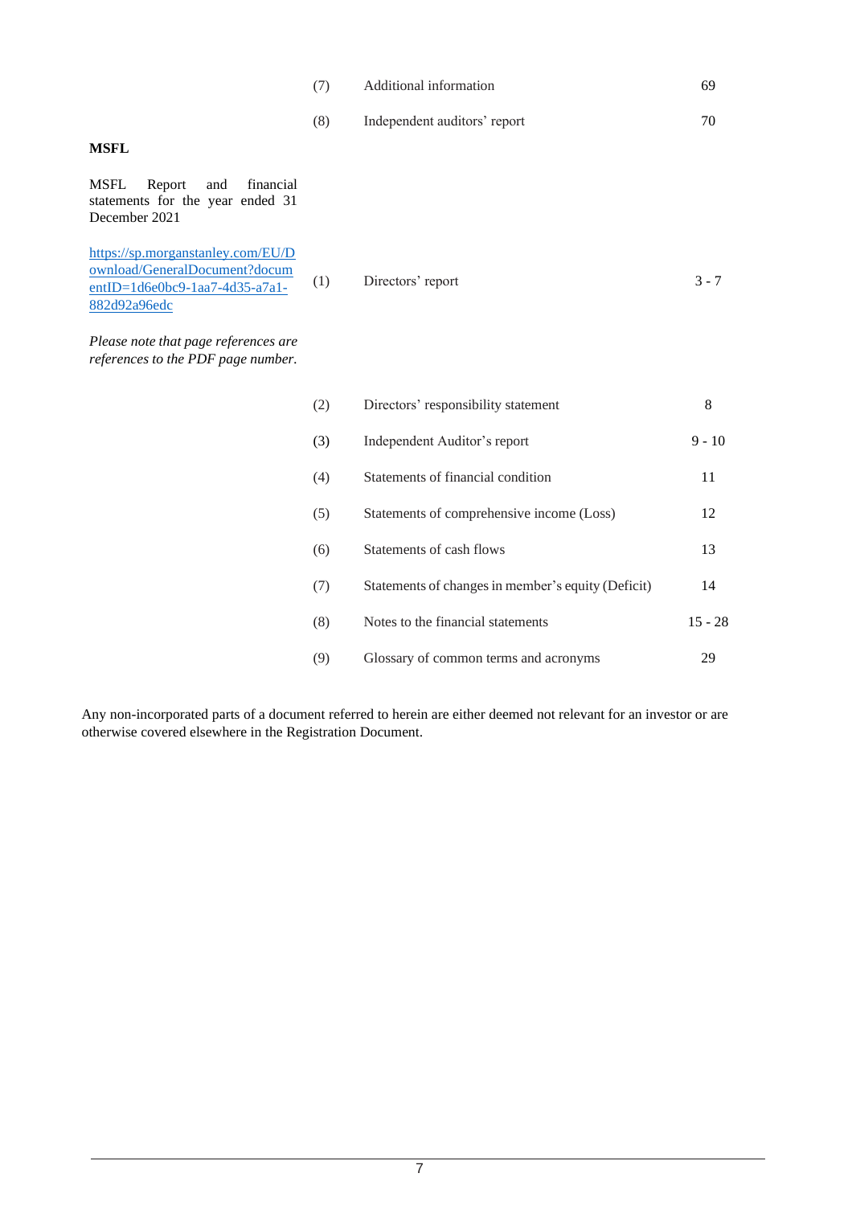| | | | |
|---|---|---|---|
| | (7) | Additional information | 69 |
| | (8) | Independent auditors' report | 70 |
| **MSFL** | | | |
| MSFL Report and financial statements for the year ended 31 December 2021<br><br>https://sp.morganstanley.com/EU/Download/GeneralDocument?documentID=1d6e0bc9-1aa7-4d35-a7a1-882d92a96edc<br><br>*Please note that page references are references to the PDF page number.* | (1) | Directors' report | 3 - 7 |
| | (2) | Directors' responsibility statement | 8 |
| | (3) | Independent Auditor's report | 9 - 10 |
| | (4) | Statements of financial condition | 11 |
| | (5) | Statements of comprehensive income (Loss) | 12 |
| | (6) | Statements of cash flows | 13 |
| | (7) | Statements of changes in member's equity (Deficit) | 14 |
| | (8) | Notes to the financial statements | 15 - 28 |
| | (9) | Glossary of common terms and acronyms | 29 |

Any non-incorporated parts of a document referred to herein are either deemed not relevant for an investor or are otherwise covered elsewhere in the Registration Document.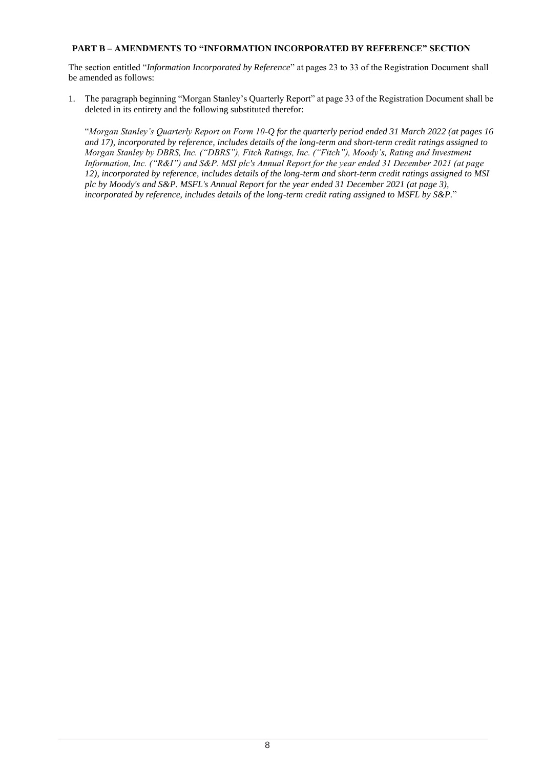**PART B – AMENDMENTS TO "INFORMATION INCORPORATED BY REFERENCE" SECTION**

The section entitled "*Information Incorporated by Reference*" at pages 23 to 33 of the Registration Document shall be amended as follows:

1. The paragraph beginning "Morgan Stanley's Quarterly Report" at page 33 of the Registration Document shall be deleted in its entirety and the following substituted therefor:

   "*Morgan Stanley's Quarterly Report on Form 10-Q for the quarterly period ended 31 March 2022 (at pages 16 and 17), incorporated by reference, includes details of the long-term and short-term credit ratings assigned to Morgan Stanley by DBRS, Inc. ("DBRS"), Fitch Ratings, Inc. ("Fitch"), Moody's, Rating and Investment Information, Inc. ("R&I") and S&P. MSI plc's Annual Report for the year ended 31 December 2021 (at page 12), incorporated by reference, includes details of the long-term and short-term credit ratings assigned to MSI plc by Moody's and S&P. MSFL's Annual Report for the year ended 31 December 2021 (at page 3), incorporated by reference, includes details of the long-term credit rating assigned to MSFL by S&P.*"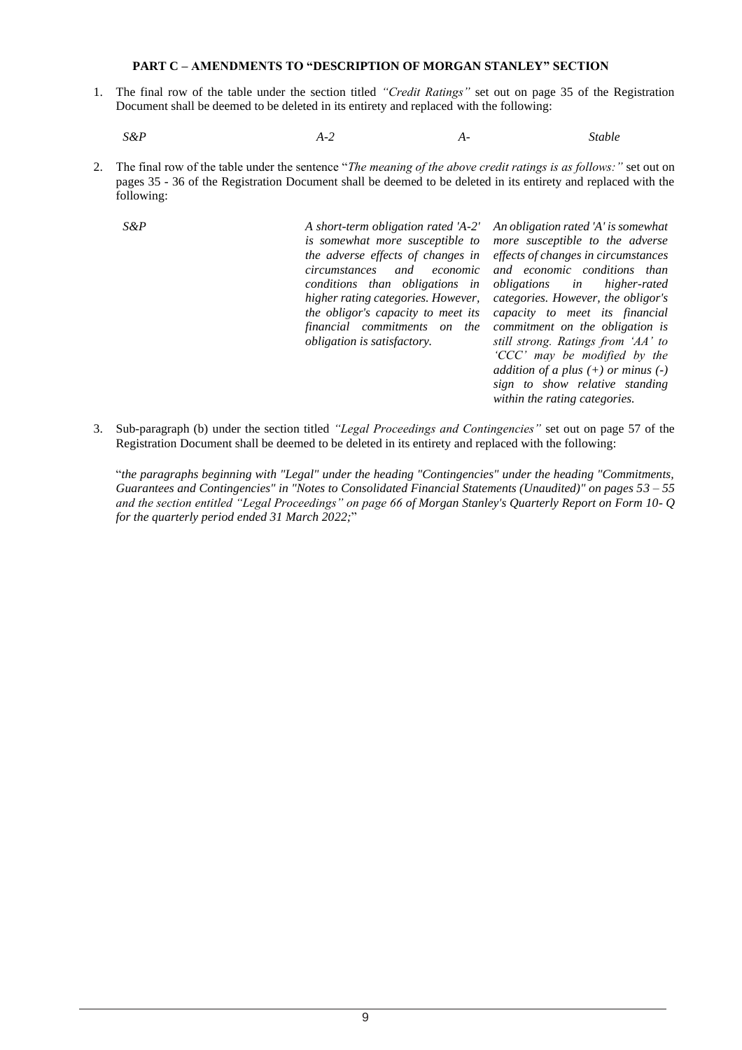**PART C – AMENDMENTS TO "DESCRIPTION OF MORGAN STANLEY" SECTION**

1. The final row of the table under the section titled *"Credit Ratings"* set out on page 35 of the Registration Document shall be deemed to be deleted in its entirety and replaced with the following:

| | | | |
|---|---|---|---|
| *S&P* | *A-2* | *A-* | *Stable* |

2. The final row of the table under the sentence "*The meaning of the above credit ratings is as follows:"* set out on pages 35 - 36 of the Registration Document shall be deemed to be deleted in its entirety and replaced with the following:

| | | |
|---|---|---|
| *S&P* | *A short-term obligation rated 'A-2' is somewhat more susceptible to the adverse effects of changes in circumstances and economic conditions than obligations in higher rating categories. However, the obligor's capacity to meet its financial commitments on the obligation is satisfactory.* | *An obligation rated 'A' is somewhat more susceptible to the adverse effects of changes in circumstances and economic conditions than obligations in higher-rated categories. However, the obligor's capacity to meet its financial commitment on the obligation is still strong. Ratings from 'AA' to 'CCC' may be modified by the addition of a plus (+) or minus (-) sign to show relative standing within the rating categories.* |

3. Sub-paragraph (b) under the section titled *"Legal Proceedings and Contingencies"* set out on page 57 of the Registration Document shall be deemed to be deleted in its entirety and replaced with the following:

   "*the paragraphs beginning with "Legal" under the heading "Contingencies" under the heading "Commitments, Guarantees and Contingencies" in "Notes to Consolidated Financial Statements (Unaudited)" on pages 53 – 55 and the section entitled "Legal Proceedings" on page 66 of Morgan Stanley's Quarterly Report on Form 10- Q for the quarterly period ended 31 March 2022;*"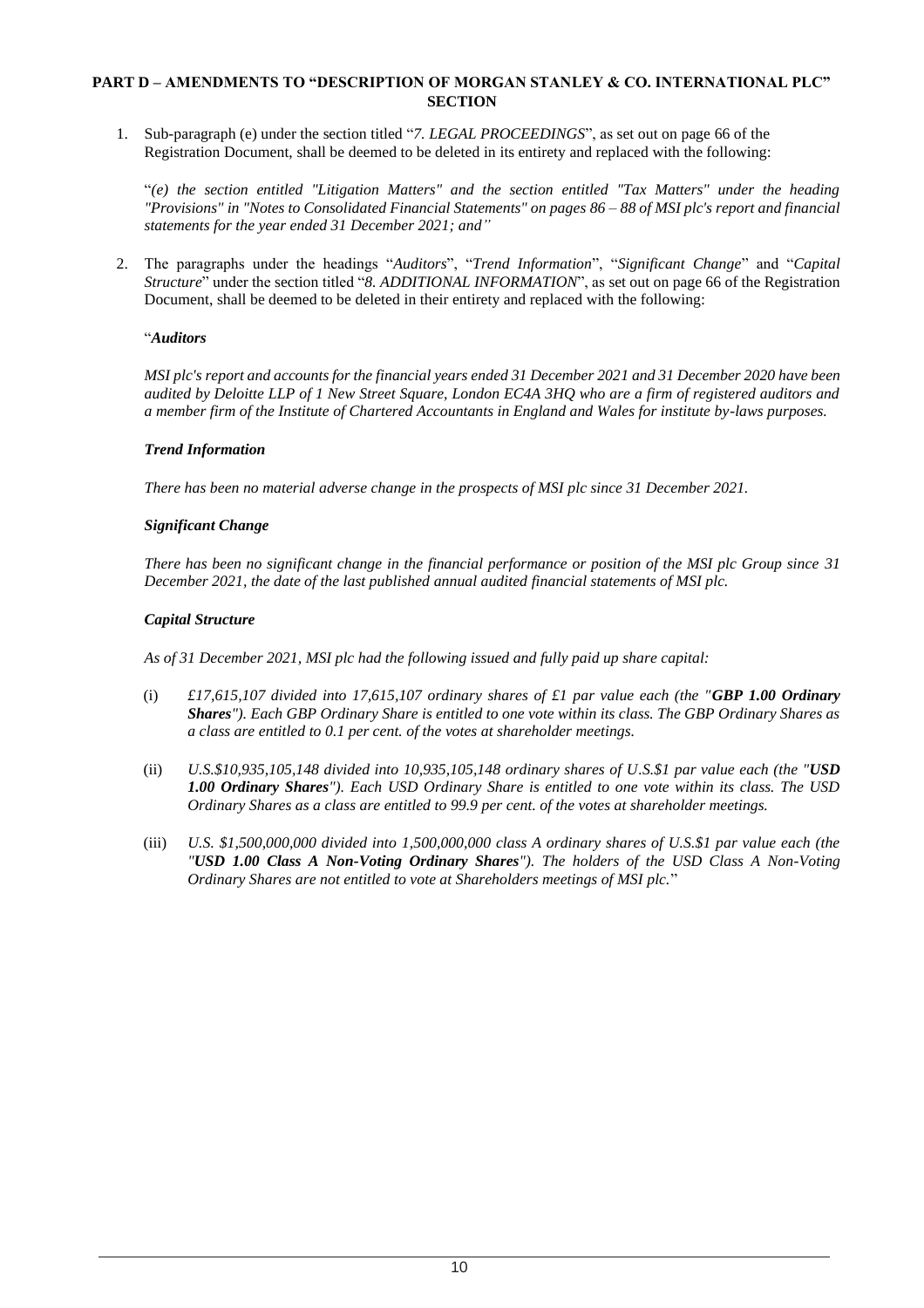## PART D – AMENDMENTS TO "DESCRIPTION OF MORGAN STANLEY & CO. INTERNATIONAL PLC" SECTION

1. Sub-paragraph (e) under the section titled "*7. LEGAL PROCEEDINGS*", as set out on page 66 of the Registration Document, shall be deemed to be deleted in its entirety and replaced with the following:

   "*(e) the section entitled "Litigation Matters" and the section entitled "Tax Matters" under the heading "Provisions" in "Notes to Consolidated Financial Statements" on pages 86 – 88 of MSI plc's report and financial statements for the year ended 31 December 2021; and*"

2. The paragraphs under the headings "*Auditors*", "*Trend Information*", "*Significant Change*" and "*Capital Structure*" under the section titled "*8. ADDITIONAL INFORMATION*", as set out on page 66 of the Registration Document, shall be deemed to be deleted in their entirety and replaced with the following:

   "***Auditors***

   *MSI plc's report and accounts for the financial years ended 31 December 2021 and 31 December 2020 have been audited by Deloitte LLP of 1 New Street Square, London EC4A 3HQ who are a firm of registered auditors and a member firm of the Institute of Chartered Accountants in England and Wales for institute by-laws purposes.*

   ***Trend Information***

   *There has been no material adverse change in the prospects of MSI plc since 31 December 2021.*

   ***Significant Change***

   *There has been no significant change in the financial performance or position of the MSI plc Group since 31 December 2021, the date of the last published annual audited financial statements of MSI plc.*

   ***Capital Structure***

   *As of 31 December 2021, MSI plc had the following issued and fully paid up share capital:*

   (i) *£17,615,107 divided into 17,615,107 ordinary shares of £1 par value each (the "**GBP 1.00 Ordinary Shares**"). Each GBP Ordinary Share is entitled to one vote within its class. The GBP Ordinary Shares as a class are entitled to 0.1 per cent. of the votes at shareholder meetings.*

   (ii) *U.S.$10,935,105,148 divided into 10,935,105,148 ordinary shares of U.S.$1 par value each (the "**USD 1.00 Ordinary Shares**"). Each USD Ordinary Share is entitled to one vote within its class. The USD Ordinary Shares as a class are entitled to 99.9 per cent. of the votes at shareholder meetings.*

   (iii) *U.S. $1,500,000,000 divided into 1,500,000,000 class A ordinary shares of U.S.$1 par value each (the "**USD 1.00 Class A Non-Voting Ordinary Shares**"). The holders of the USD Class A Non-Voting Ordinary Shares are not entitled to vote at Shareholders meetings of MSI plc.*"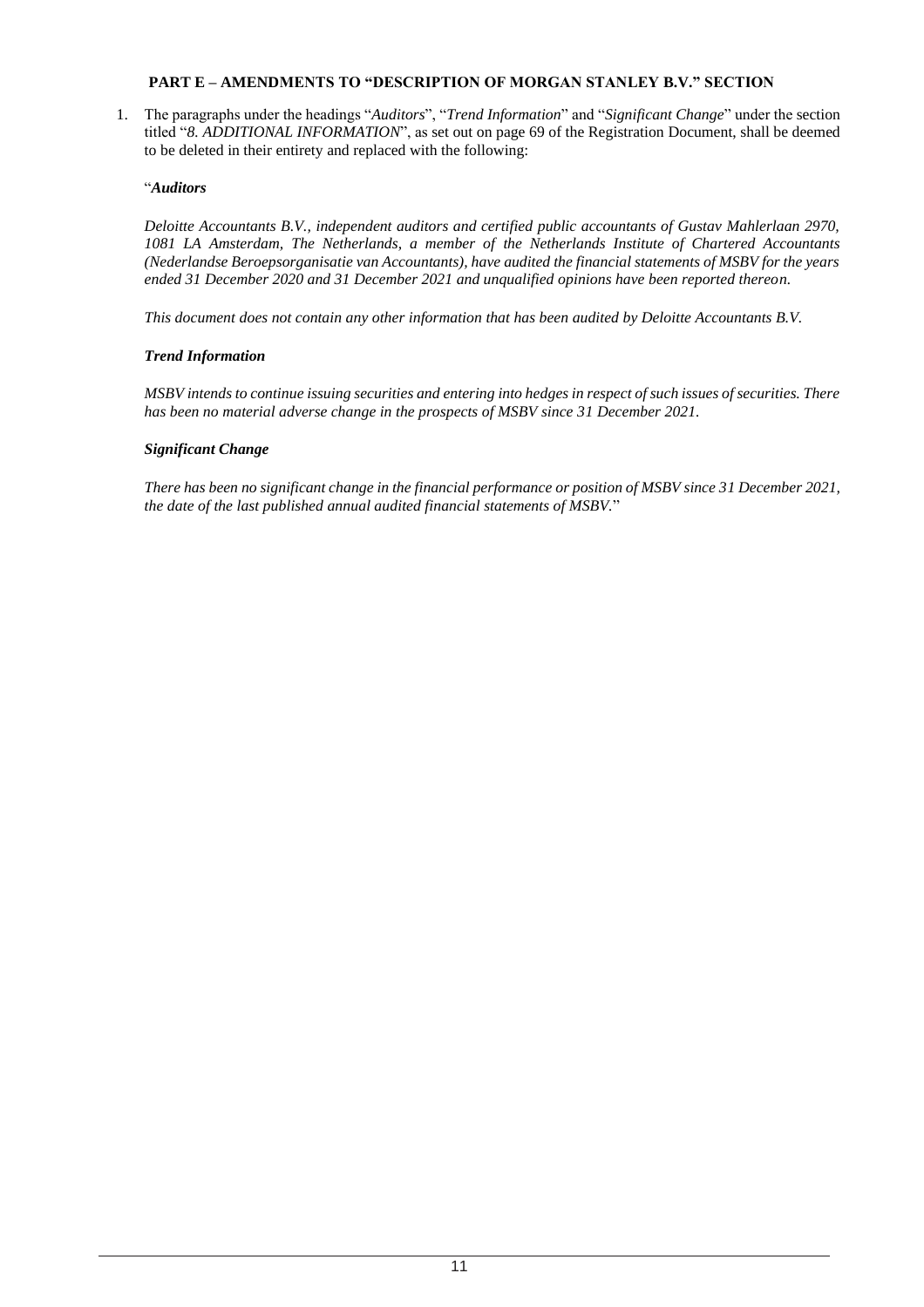## PART E – AMENDMENTS TO "DESCRIPTION OF MORGAN STANLEY B.V." SECTION

1. The paragraphs under the headings "*Auditors*", "*Trend Information*" and "*Significant Change*" under the section titled "*8. ADDITIONAL INFORMATION*", as set out on page 69 of the Registration Document, shall be deemed to be deleted in their entirety and replaced with the following:

"***Auditors***

*Deloitte Accountants B.V., independent auditors and certified public accountants of Gustav Mahlerlaan 2970, 1081 LA Amsterdam, The Netherlands, a member of the Netherlands Institute of Chartered Accountants (Nederlandse Beroepsorganisatie van Accountants), have audited the financial statements of MSBV for the years ended 31 December 2020 and 31 December 2021 and unqualified opinions have been reported thereon.*

*This document does not contain any other information that has been audited by Deloitte Accountants B.V.*

***Trend Information***

*MSBV intends to continue issuing securities and entering into hedges in respect of such issues of securities. There has been no material adverse change in the prospects of MSBV since 31 December 2021.*

***Significant Change***

*There has been no significant change in the financial performance or position of MSBV since 31 December 2021, the date of the last published annual audited financial statements of MSBV.*"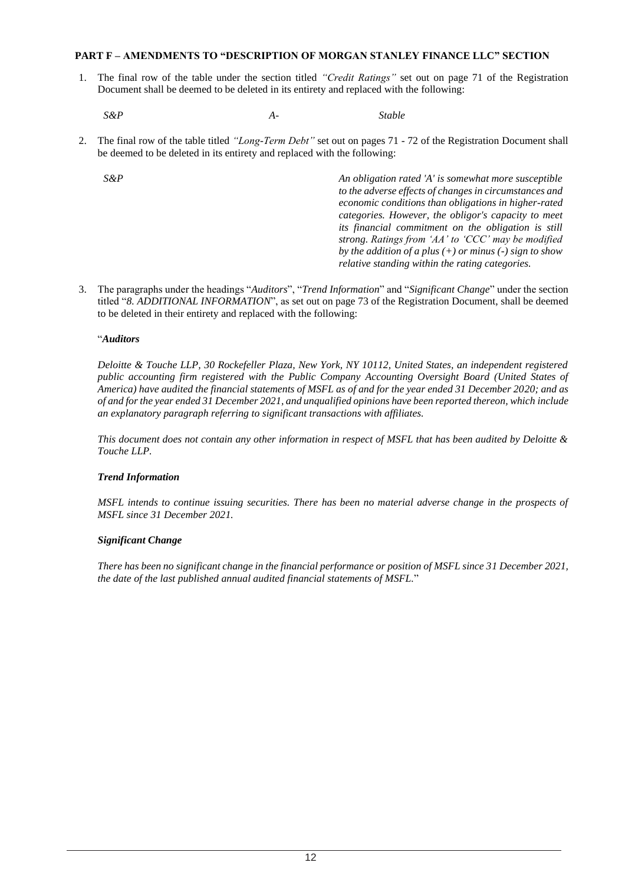**PART F – AMENDMENTS TO "DESCRIPTION OF MORGAN STANLEY FINANCE LLC" SECTION**

1. The final row of the table under the section titled *"Credit Ratings"* set out on page 71 of the Registration Document shall be deemed to be deleted in its entirety and replaced with the following:

| | | |
|---|---|---|
| *S&P* | *A-* | *Stable* |

2. The final row of the table titled *"Long-Term Debt"* set out on pages 71 - 72 of the Registration Document shall be deemed to be deleted in its entirety and replaced with the following:

| | |
|---|---|
| *S&P* | *An obligation rated 'A' is somewhat more susceptible to the adverse effects of changes in circumstances and economic conditions than obligations in higher-rated categories. However, the obligor's capacity to meet its financial commitment on the obligation is still strong. Ratings from 'AA' to 'CCC' may be modified by the addition of a plus (+) or minus (-) sign to show relative standing within the rating categories.* |

3. The paragraphs under the headings "*Auditors*", "*Trend Information*" and "*Significant Change*" under the section titled "*8. ADDITIONAL INFORMATION*", as set out on page 73 of the Registration Document, shall be deemed to be deleted in their entirety and replaced with the following:

"***Auditors***

*Deloitte & Touche LLP, 30 Rockefeller Plaza, New York, NY 10112, United States, an independent registered public accounting firm registered with the Public Company Accounting Oversight Board (United States of America) have audited the financial statements of MSFL as of and for the year ended 31 December 2020; and as of and for the year ended 31 December 2021, and unqualified opinions have been reported thereon, which include an explanatory paragraph referring to significant transactions with affiliates.*

*This document does not contain any other information in respect of MSFL that has been audited by Deloitte & Touche LLP.*

***Trend Information***

*MSFL intends to continue issuing securities. There has been no material adverse change in the prospects of MSFL since 31 December 2021.*

***Significant Change***

*There has been no significant change in the financial performance or position of MSFL since 31 December 2021, the date of the last published annual audited financial statements of MSFL.*"